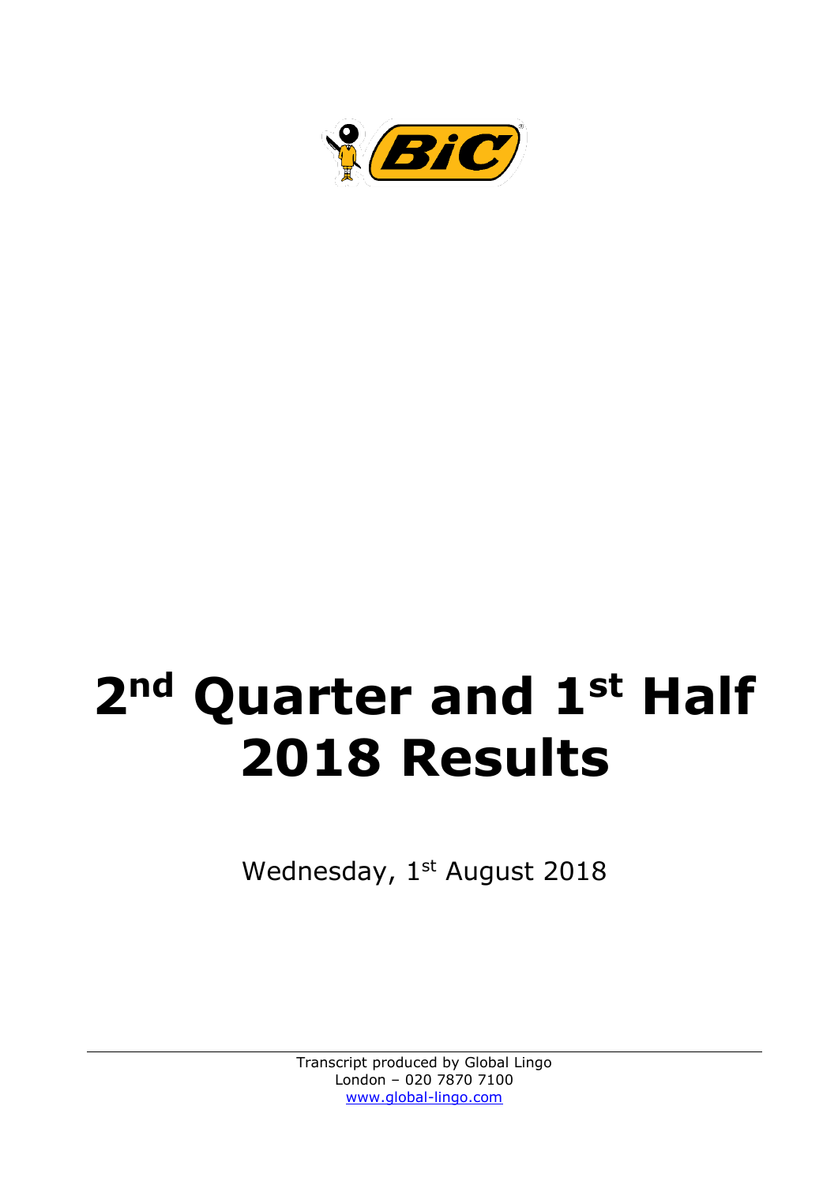# 2nd Quarter and 1st Half 2018 Results

Wednesday, 1st August 2018

Transcript produced by Global Lingo
London – 020 7870 7100
www.global-lingo.com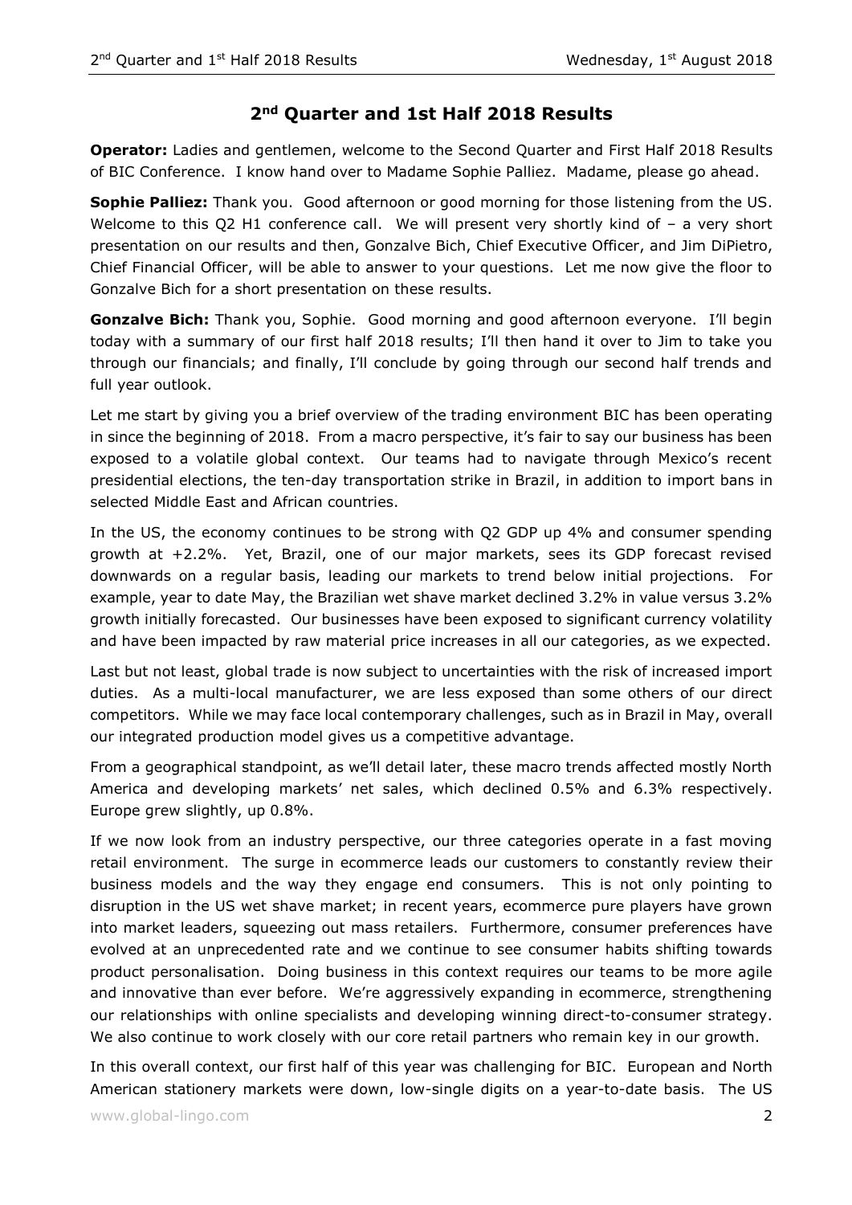## 2nd Quarter and 1st Half 2018 Results

**Operator:** Ladies and gentlemen, welcome to the Second Quarter and First Half 2018 Results of BIC Conference. I know hand over to Madame Sophie Palliez. Madame, please go ahead.

**Sophie Palliez:** Thank you. Good afternoon or good morning for those listening from the US. Welcome to this Q2 H1 conference call. We will present very shortly kind of – a very short presentation on our results and then, Gonzalve Bich, Chief Executive Officer, and Jim DiPietro, Chief Financial Officer, will be able to answer to your questions. Let me now give the floor to Gonzalve Bich for a short presentation on these results.

**Gonzalve Bich:** Thank you, Sophie. Good morning and good afternoon everyone. I'll begin today with a summary of our first half 2018 results; I'll then hand it over to Jim to take you through our financials; and finally, I'll conclude by going through our second half trends and full year outlook.

Let me start by giving you a brief overview of the trading environment BIC has been operating in since the beginning of 2018. From a macro perspective, it's fair to say our business has been exposed to a volatile global context. Our teams had to navigate through Mexico's recent presidential elections, the ten-day transportation strike in Brazil, in addition to import bans in selected Middle East and African countries.

In the US, the economy continues to be strong with Q2 GDP up 4% and consumer spending growth at +2.2%. Yet, Brazil, one of our major markets, sees its GDP forecast revised downwards on a regular basis, leading our markets to trend below initial projections. For example, year to date May, the Brazilian wet shave market declined 3.2% in value versus 3.2% growth initially forecasted. Our businesses have been exposed to significant currency volatility and have been impacted by raw material price increases in all our categories, as we expected.

Last but not least, global trade is now subject to uncertainties with the risk of increased import duties. As a multi-local manufacturer, we are less exposed than some others of our direct competitors. While we may face local contemporary challenges, such as in Brazil in May, overall our integrated production model gives us a competitive advantage.

From a geographical standpoint, as we'll detail later, these macro trends affected mostly North America and developing markets' net sales, which declined 0.5% and 6.3% respectively. Europe grew slightly, up 0.8%.

If we now look from an industry perspective, our three categories operate in a fast moving retail environment. The surge in ecommerce leads our customers to constantly review their business models and the way they engage end consumers. This is not only pointing to disruption in the US wet shave market; in recent years, ecommerce pure players have grown into market leaders, squeezing out mass retailers. Furthermore, consumer preferences have evolved at an unprecedented rate and we continue to see consumer habits shifting towards product personalisation. Doing business in this context requires our teams to be more agile and innovative than ever before. We're aggressively expanding in ecommerce, strengthening our relationships with online specialists and developing winning direct-to-consumer strategy. We also continue to work closely with our core retail partners who remain key in our growth.

In this overall context, our first half of this year was challenging for BIC. European and North American stationery markets were down, low-single digits on a year-to-date basis. The US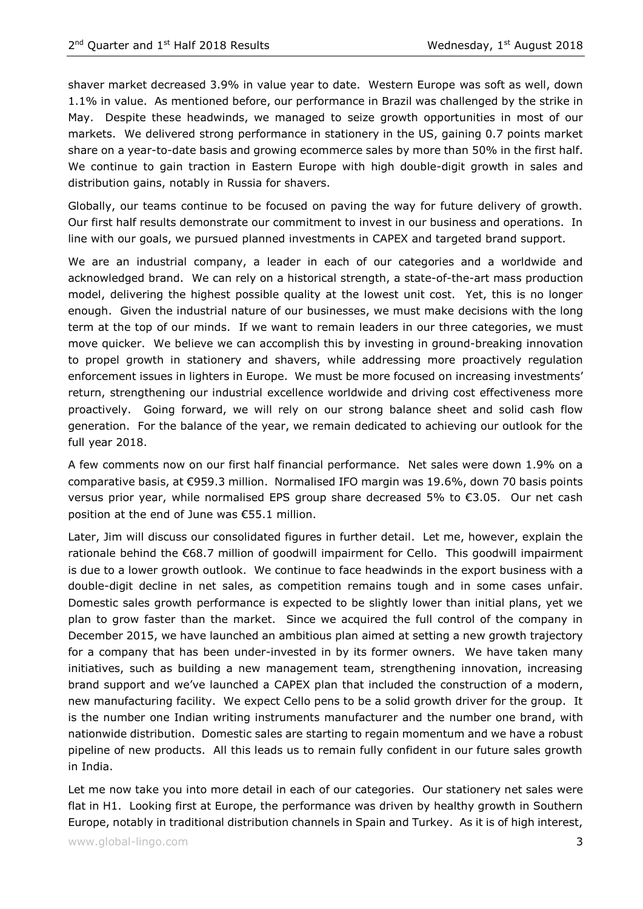shaver market decreased 3.9% in value year to date. Western Europe was soft as well, down 1.1% in value. As mentioned before, our performance in Brazil was challenged by the strike in May. Despite these headwinds, we managed to seize growth opportunities in most of our markets. We delivered strong performance in stationery in the US, gaining 0.7 points market share on a year-to-date basis and growing ecommerce sales by more than 50% in the first half. We continue to gain traction in Eastern Europe with high double-digit growth in sales and distribution gains, notably in Russia for shavers.

Globally, our teams continue to be focused on paving the way for future delivery of growth. Our first half results demonstrate our commitment to invest in our business and operations. In line with our goals, we pursued planned investments in CAPEX and targeted brand support.

We are an industrial company, a leader in each of our categories and a worldwide and acknowledged brand. We can rely on a historical strength, a state-of-the-art mass production model, delivering the highest possible quality at the lowest unit cost. Yet, this is no longer enough. Given the industrial nature of our businesses, we must make decisions with the long term at the top of our minds. If we want to remain leaders in our three categories, we must move quicker. We believe we can accomplish this by investing in ground-breaking innovation to propel growth in stationery and shavers, while addressing more proactively regulation enforcement issues in lighters in Europe. We must be more focused on increasing investments' return, strengthening our industrial excellence worldwide and driving cost effectiveness more proactively. Going forward, we will rely on our strong balance sheet and solid cash flow generation. For the balance of the year, we remain dedicated to achieving our outlook for the full year 2018.

A few comments now on our first half financial performance. Net sales were down 1.9% on a comparative basis, at €959.3 million. Normalised IFO margin was 19.6%, down 70 basis points versus prior year, while normalised EPS group share decreased 5% to €3.05. Our net cash position at the end of June was €55.1 million.

Later, Jim will discuss our consolidated figures in further detail. Let me, however, explain the rationale behind the €68.7 million of goodwill impairment for Cello. This goodwill impairment is due to a lower growth outlook. We continue to face headwinds in the export business with a double-digit decline in net sales, as competition remains tough and in some cases unfair. Domestic sales growth performance is expected to be slightly lower than initial plans, yet we plan to grow faster than the market. Since we acquired the full control of the company in December 2015, we have launched an ambitious plan aimed at setting a new growth trajectory for a company that has been under-invested in by its former owners. We have taken many initiatives, such as building a new management team, strengthening innovation, increasing brand support and we've launched a CAPEX plan that included the construction of a modern, new manufacturing facility. We expect Cello pens to be a solid growth driver for the group. It is the number one Indian writing instruments manufacturer and the number one brand, with nationwide distribution. Domestic sales are starting to regain momentum and we have a robust pipeline of new products. All this leads us to remain fully confident in our future sales growth in India.

Let me now take you into more detail in each of our categories. Our stationery net sales were flat in H1. Looking first at Europe, the performance was driven by healthy growth in Southern Europe, notably in traditional distribution channels in Spain and Turkey. As it is of high interest,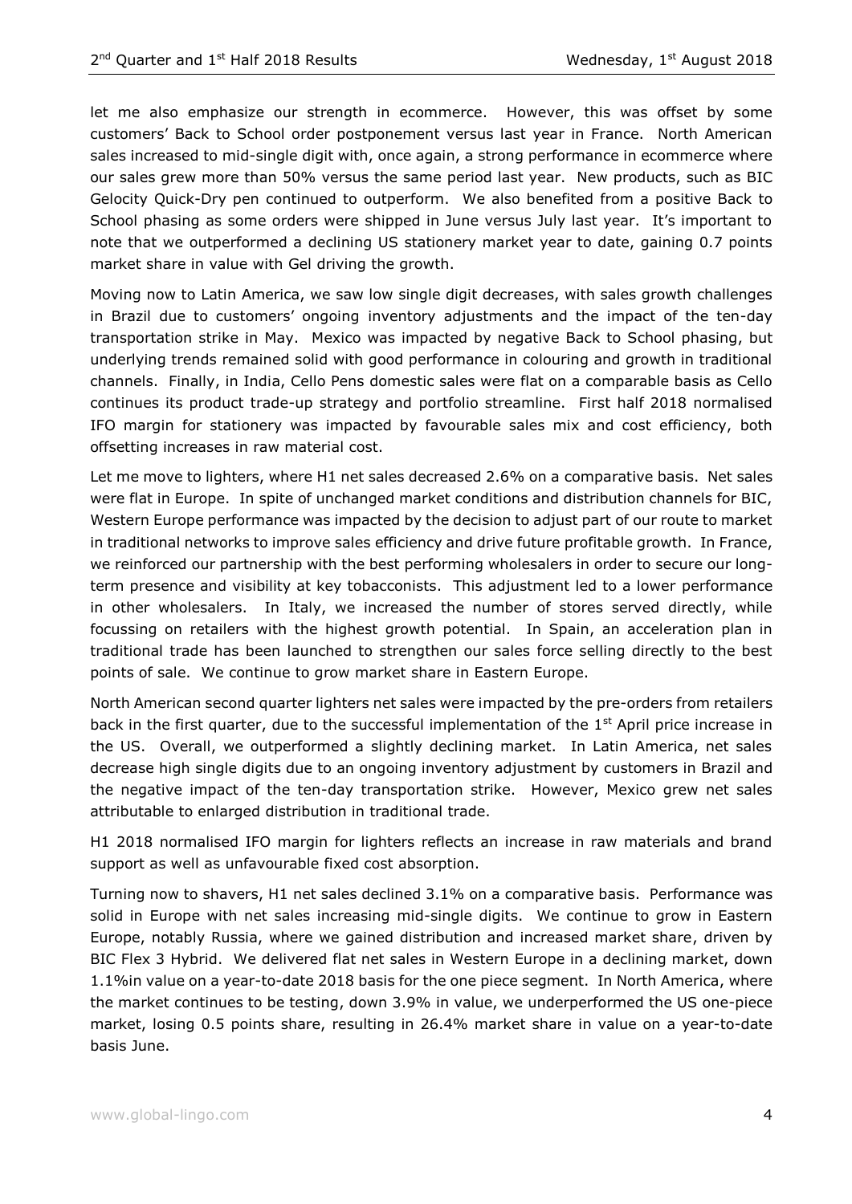let me also emphasize our strength in ecommerce. However, this was offset by some customers' Back to School order postponement versus last year in France. North American sales increased to mid-single digit with, once again, a strong performance in ecommerce where our sales grew more than 50% versus the same period last year. New products, such as BIC Gelocity Quick-Dry pen continued to outperform. We also benefited from a positive Back to School phasing as some orders were shipped in June versus July last year. It's important to note that we outperformed a declining US stationery market year to date, gaining 0.7 points market share in value with Gel driving the growth.

Moving now to Latin America, we saw low single digit decreases, with sales growth challenges in Brazil due to customers' ongoing inventory adjustments and the impact of the ten-day transportation strike in May. Mexico was impacted by negative Back to School phasing, but underlying trends remained solid with good performance in colouring and growth in traditional channels. Finally, in India, Cello Pens domestic sales were flat on a comparable basis as Cello continues its product trade-up strategy and portfolio streamline. First half 2018 normalised IFO margin for stationery was impacted by favourable sales mix and cost efficiency, both offsetting increases in raw material cost.

Let me move to lighters, where H1 net sales decreased 2.6% on a comparative basis. Net sales were flat in Europe. In spite of unchanged market conditions and distribution channels for BIC, Western Europe performance was impacted by the decision to adjust part of our route to market in traditional networks to improve sales efficiency and drive future profitable growth. In France, we reinforced our partnership with the best performing wholesalers in order to secure our long-term presence and visibility at key tobacconists. This adjustment led to a lower performance in other wholesalers. In Italy, we increased the number of stores served directly, while focussing on retailers with the highest growth potential. In Spain, an acceleration plan in traditional trade has been launched to strengthen our sales force selling directly to the best points of sale. We continue to grow market share in Eastern Europe.

North American second quarter lighters net sales were impacted by the pre-orders from retailers back in the first quarter, due to the successful implementation of the 1st April price increase in the US. Overall, we outperformed a slightly declining market. In Latin America, net sales decrease high single digits due to an ongoing inventory adjustment by customers in Brazil and the negative impact of the ten-day transportation strike. However, Mexico grew net sales attributable to enlarged distribution in traditional trade.

H1 2018 normalised IFO margin for lighters reflects an increase in raw materials and brand support as well as unfavourable fixed cost absorption.

Turning now to shavers, H1 net sales declined 3.1% on a comparative basis. Performance was solid in Europe with net sales increasing mid-single digits. We continue to grow in Eastern Europe, notably Russia, where we gained distribution and increased market share, driven by BIC Flex 3 Hybrid. We delivered flat net sales in Western Europe in a declining market, down 1.1%in value on a year-to-date 2018 basis for the one piece segment. In North America, where the market continues to be testing, down 3.9% in value, we underperformed the US one-piece market, losing 0.5 points share, resulting in 26.4% market share in value on a year-to-date basis June.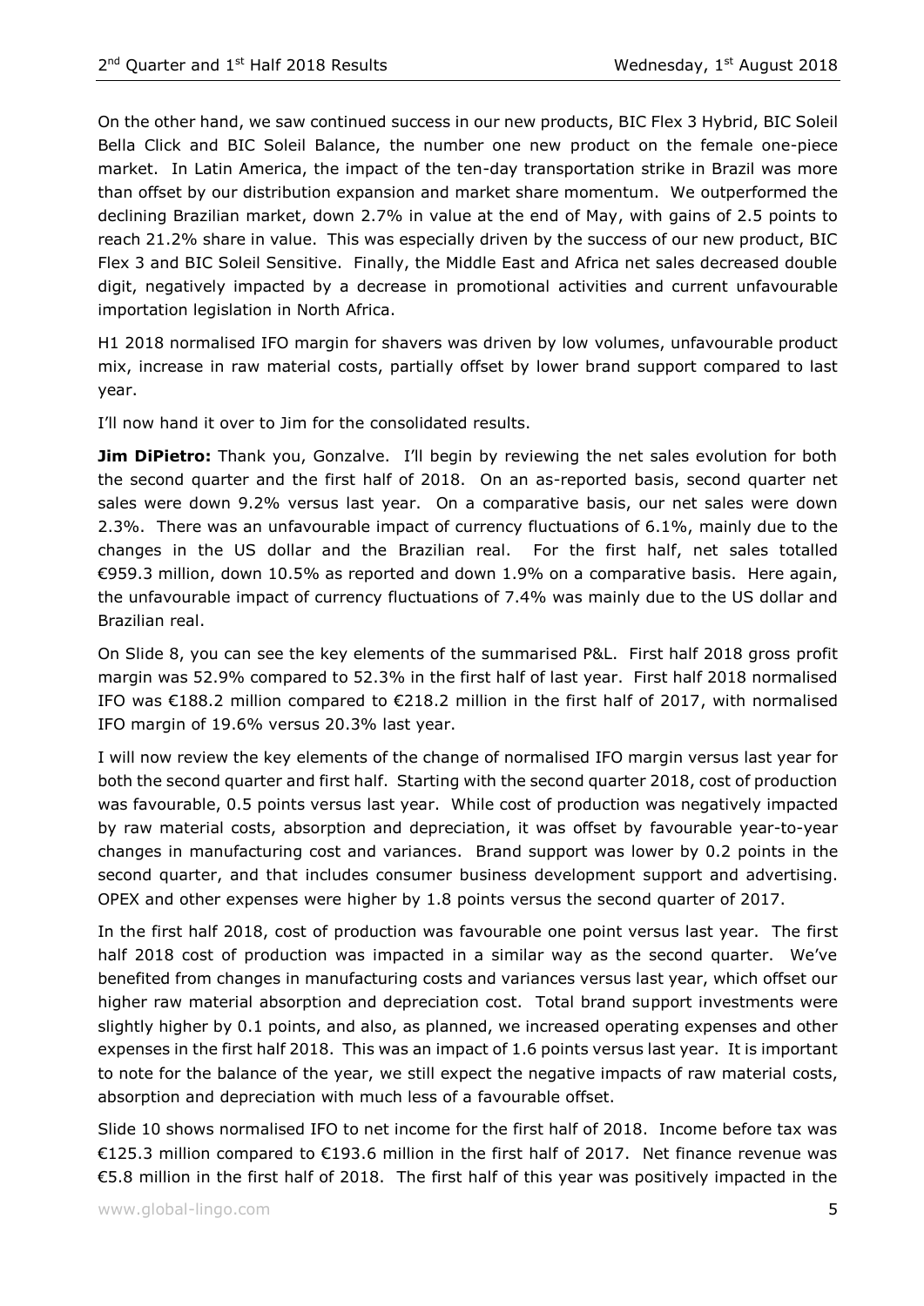On the other hand, we saw continued success in our new products, BIC Flex 3 Hybrid, BIC Soleil Bella Click and BIC Soleil Balance, the number one new product on the female one-piece market. In Latin America, the impact of the ten-day transportation strike in Brazil was more than offset by our distribution expansion and market share momentum. We outperformed the declining Brazilian market, down 2.7% in value at the end of May, with gains of 2.5 points to reach 21.2% share in value. This was especially driven by the success of our new product, BIC Flex 3 and BIC Soleil Sensitive. Finally, the Middle East and Africa net sales decreased double digit, negatively impacted by a decrease in promotional activities and current unfavourable importation legislation in North Africa.

H1 2018 normalised IFO margin for shavers was driven by low volumes, unfavourable product mix, increase in raw material costs, partially offset by lower brand support compared to last year.

I'll now hand it over to Jim for the consolidated results.

**Jim DiPietro:** Thank you, Gonzalve. I'll begin by reviewing the net sales evolution for both the second quarter and the first half of 2018. On an as-reported basis, second quarter net sales were down 9.2% versus last year. On a comparative basis, our net sales were down 2.3%. There was an unfavourable impact of currency fluctuations of 6.1%, mainly due to the changes in the US dollar and the Brazilian real. For the first half, net sales totalled €959.3 million, down 10.5% as reported and down 1.9% on a comparative basis. Here again, the unfavourable impact of currency fluctuations of 7.4% was mainly due to the US dollar and Brazilian real.

On Slide 8, you can see the key elements of the summarised P&L. First half 2018 gross profit margin was 52.9% compared to 52.3% in the first half of last year. First half 2018 normalised IFO was €188.2 million compared to €218.2 million in the first half of 2017, with normalised IFO margin of 19.6% versus 20.3% last year.

I will now review the key elements of the change of normalised IFO margin versus last year for both the second quarter and first half. Starting with the second quarter 2018, cost of production was favourable, 0.5 points versus last year. While cost of production was negatively impacted by raw material costs, absorption and depreciation, it was offset by favourable year-to-year changes in manufacturing cost and variances. Brand support was lower by 0.2 points in the second quarter, and that includes consumer business development support and advertising. OPEX and other expenses were higher by 1.8 points versus the second quarter of 2017.

In the first half 2018, cost of production was favourable one point versus last year. The first half 2018 cost of production was impacted in a similar way as the second quarter. We've benefited from changes in manufacturing costs and variances versus last year, which offset our higher raw material absorption and depreciation cost. Total brand support investments were slightly higher by 0.1 points, and also, as planned, we increased operating expenses and other expenses in the first half 2018. This was an impact of 1.6 points versus last year. It is important to note for the balance of the year, we still expect the negative impacts of raw material costs, absorption and depreciation with much less of a favourable offset.

Slide 10 shows normalised IFO to net income for the first half of 2018. Income before tax was €125.3 million compared to €193.6 million in the first half of 2017. Net finance revenue was €5.8 million in the first half of 2018. The first half of this year was positively impacted in the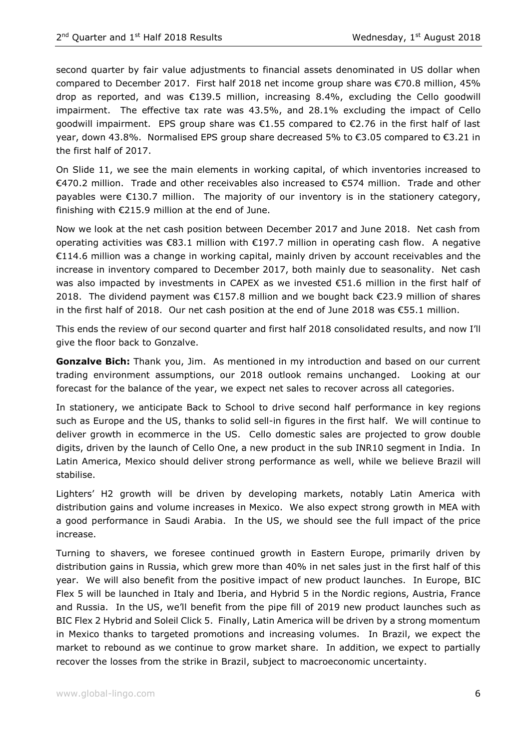second quarter by fair value adjustments to financial assets denominated in US dollar when compared to December 2017. First half 2018 net income group share was €70.8 million, 45% drop as reported, and was €139.5 million, increasing 8.4%, excluding the Cello goodwill impairment. The effective tax rate was 43.5%, and 28.1% excluding the impact of Cello goodwill impairment. EPS group share was €1.55 compared to €2.76 in the first half of last year, down 43.8%. Normalised EPS group share decreased 5% to €3.05 compared to €3.21 in the first half of 2017.

On Slide 11, we see the main elements in working capital, of which inventories increased to €470.2 million. Trade and other receivables also increased to €574 million. Trade and other payables were €130.7 million. The majority of our inventory is in the stationery category, finishing with €215.9 million at the end of June.

Now we look at the net cash position between December 2017 and June 2018. Net cash from operating activities was €83.1 million with €197.7 million in operating cash flow. A negative €114.6 million was a change in working capital, mainly driven by account receivables and the increase in inventory compared to December 2017, both mainly due to seasonality. Net cash was also impacted by investments in CAPEX as we invested €51.6 million in the first half of 2018. The dividend payment was €157.8 million and we bought back €23.9 million of shares in the first half of 2018. Our net cash position at the end of June 2018 was €55.1 million.

This ends the review of our second quarter and first half 2018 consolidated results, and now I'll give the floor back to Gonzalve.

**Gonzalve Bich:** Thank you, Jim. As mentioned in my introduction and based on our current trading environment assumptions, our 2018 outlook remains unchanged. Looking at our forecast for the balance of the year, we expect net sales to recover across all categories.

In stationery, we anticipate Back to School to drive second half performance in key regions such as Europe and the US, thanks to solid sell-in figures in the first half. We will continue to deliver growth in ecommerce in the US. Cello domestic sales are projected to grow double digits, driven by the launch of Cello One, a new product in the sub INR10 segment in India. In Latin America, Mexico should deliver strong performance as well, while we believe Brazil will stabilise.

Lighters' H2 growth will be driven by developing markets, notably Latin America with distribution gains and volume increases in Mexico. We also expect strong growth in MEA with a good performance in Saudi Arabia. In the US, we should see the full impact of the price increase.

Turning to shavers, we foresee continued growth in Eastern Europe, primarily driven by distribution gains in Russia, which grew more than 40% in net sales just in the first half of this year. We will also benefit from the positive impact of new product launches. In Europe, BIC Flex 5 will be launched in Italy and Iberia, and Hybrid 5 in the Nordic regions, Austria, France and Russia. In the US, we'll benefit from the pipe fill of 2019 new product launches such as BIC Flex 2 Hybrid and Soleil Click 5. Finally, Latin America will be driven by a strong momentum in Mexico thanks to targeted promotions and increasing volumes. In Brazil, we expect the market to rebound as we continue to grow market share. In addition, we expect to partially recover the losses from the strike in Brazil, subject to macroeconomic uncertainty.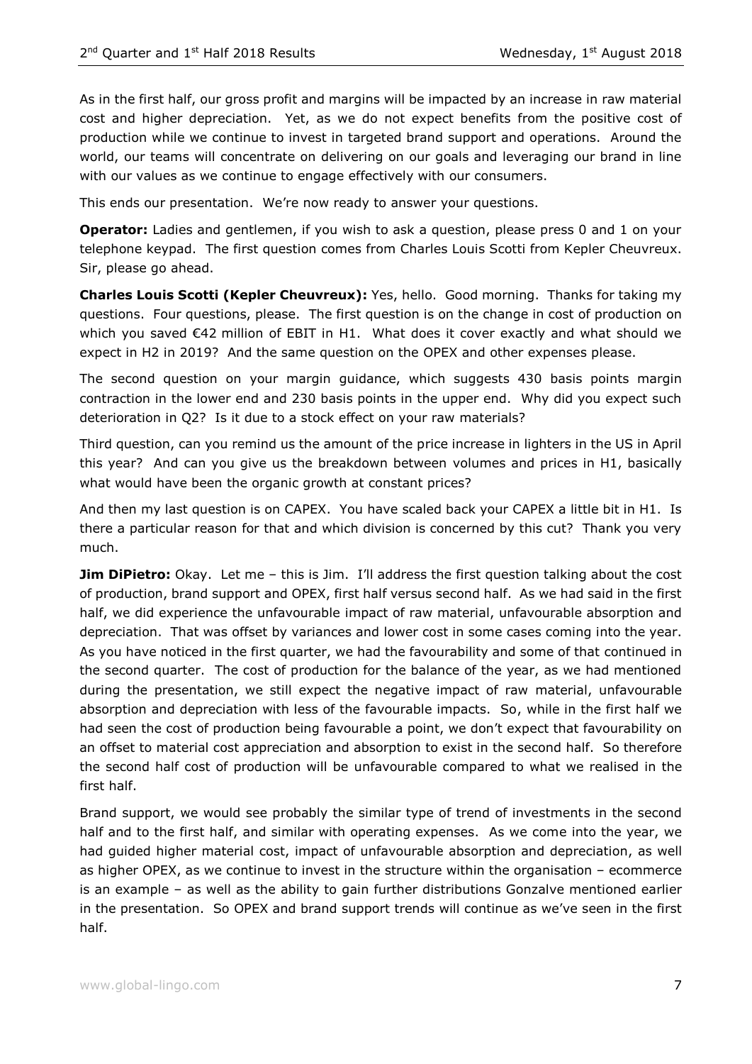As in the first half, our gross profit and margins will be impacted by an increase in raw material cost and higher depreciation. Yet, as we do not expect benefits from the positive cost of production while we continue to invest in targeted brand support and operations. Around the world, our teams will concentrate on delivering on our goals and leveraging our brand in line with our values as we continue to engage effectively with our consumers.

This ends our presentation. We're now ready to answer your questions.

**Operator:** Ladies and gentlemen, if you wish to ask a question, please press 0 and 1 on your telephone keypad. The first question comes from Charles Louis Scotti from Kepler Cheuvreux. Sir, please go ahead.

**Charles Louis Scotti (Kepler Cheuvreux):** Yes, hello. Good morning. Thanks for taking my questions. Four questions, please. The first question is on the change in cost of production on which you saved €42 million of EBIT in H1. What does it cover exactly and what should we expect in H2 in 2019? And the same question on the OPEX and other expenses please.

The second question on your margin guidance, which suggests 430 basis points margin contraction in the lower end and 230 basis points in the upper end. Why did you expect such deterioration in Q2? Is it due to a stock effect on your raw materials?

Third question, can you remind us the amount of the price increase in lighters in the US in April this year? And can you give us the breakdown between volumes and prices in H1, basically what would have been the organic growth at constant prices?

And then my last question is on CAPEX. You have scaled back your CAPEX a little bit in H1. Is there a particular reason for that and which division is concerned by this cut? Thank you very much.

**Jim DiPietro:** Okay. Let me – this is Jim. I'll address the first question talking about the cost of production, brand support and OPEX, first half versus second half. As we had said in the first half, we did experience the unfavourable impact of raw material, unfavourable absorption and depreciation. That was offset by variances and lower cost in some cases coming into the year. As you have noticed in the first quarter, we had the favourability and some of that continued in the second quarter. The cost of production for the balance of the year, as we had mentioned during the presentation, we still expect the negative impact of raw material, unfavourable absorption and depreciation with less of the favourable impacts. So, while in the first half we had seen the cost of production being favourable a point, we don't expect that favourability on an offset to material cost appreciation and absorption to exist in the second half. So therefore the second half cost of production will be unfavourable compared to what we realised in the first half.

Brand support, we would see probably the similar type of trend of investments in the second half and to the first half, and similar with operating expenses. As we come into the year, we had guided higher material cost, impact of unfavourable absorption and depreciation, as well as higher OPEX, as we continue to invest in the structure within the organisation – ecommerce is an example – as well as the ability to gain further distributions Gonzalve mentioned earlier in the presentation. So OPEX and brand support trends will continue as we've seen in the first half.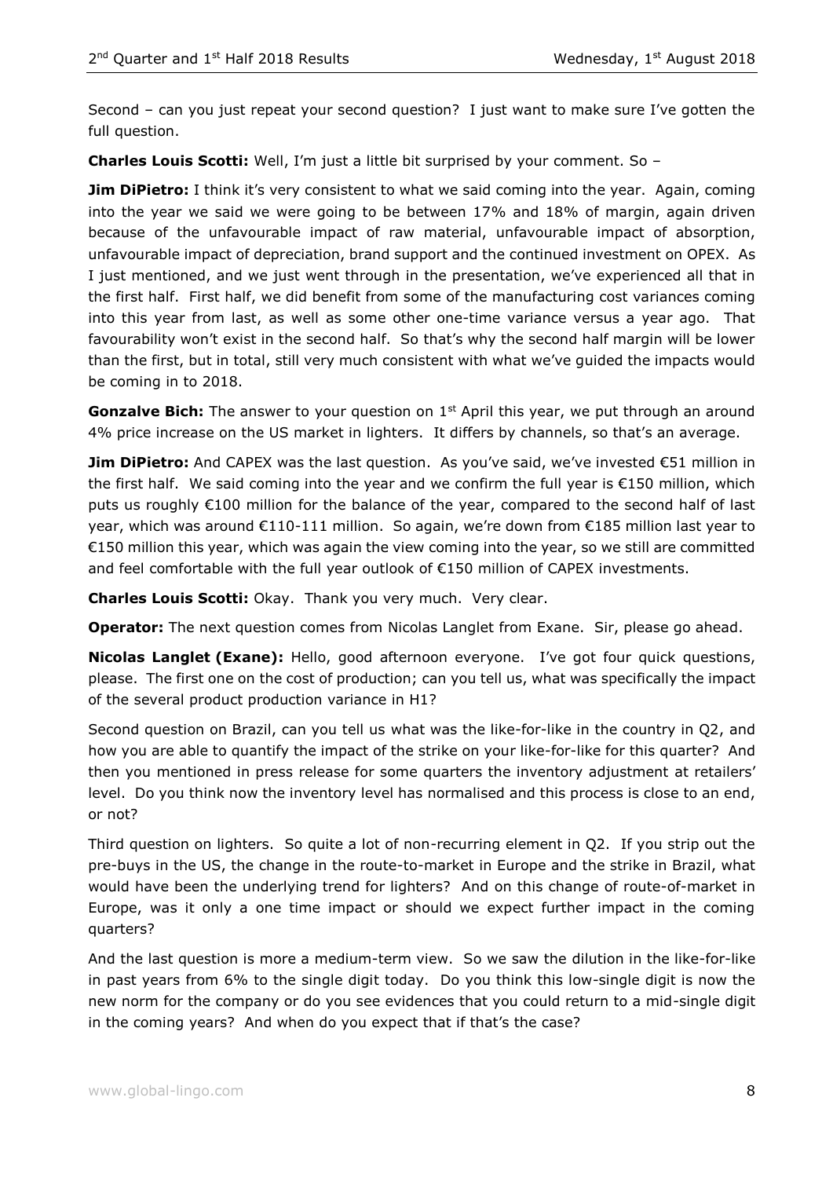Second – can you just repeat your second question? I just want to make sure I've gotten the full question.

**Charles Louis Scotti:** Well, I'm just a little bit surprised by your comment. So –

**Jim DiPietro:** I think it's very consistent to what we said coming into the year. Again, coming into the year we said we were going to be between 17% and 18% of margin, again driven because of the unfavourable impact of raw material, unfavourable impact of absorption, unfavourable impact of depreciation, brand support and the continued investment on OPEX. As I just mentioned, and we just went through in the presentation, we've experienced all that in the first half. First half, we did benefit from some of the manufacturing cost variances coming into this year from last, as well as some other one-time variance versus a year ago. That favourability won't exist in the second half. So that's why the second half margin will be lower than the first, but in total, still very much consistent with what we've guided the impacts would be coming in to 2018.

**Gonzalve Bich:** The answer to your question on 1st April this year, we put through an around 4% price increase on the US market in lighters. It differs by channels, so that's an average.

**Jim DiPietro:** And CAPEX was the last question. As you've said, we've invested €51 million in the first half. We said coming into the year and we confirm the full year is €150 million, which puts us roughly €100 million for the balance of the year, compared to the second half of last year, which was around €110-111 million. So again, we're down from €185 million last year to €150 million this year, which was again the view coming into the year, so we still are committed and feel comfortable with the full year outlook of €150 million of CAPEX investments.

**Charles Louis Scotti:** Okay. Thank you very much. Very clear.

**Operator:** The next question comes from Nicolas Langlet from Exane. Sir, please go ahead.

**Nicolas Langlet (Exane):** Hello, good afternoon everyone. I've got four quick questions, please. The first one on the cost of production; can you tell us, what was specifically the impact of the several product production variance in H1?

Second question on Brazil, can you tell us what was the like-for-like in the country in Q2, and how you are able to quantify the impact of the strike on your like-for-like for this quarter? And then you mentioned in press release for some quarters the inventory adjustment at retailers' level. Do you think now the inventory level has normalised and this process is close to an end, or not?

Third question on lighters. So quite a lot of non-recurring element in Q2. If you strip out the pre-buys in the US, the change in the route-to-market in Europe and the strike in Brazil, what would have been the underlying trend for lighters? And on this change of route-of-market in Europe, was it only a one time impact or should we expect further impact in the coming quarters?

And the last question is more a medium-term view. So we saw the dilution in the like-for-like in past years from 6% to the single digit today. Do you think this low-single digit is now the new norm for the company or do you see evidences that you could return to a mid-single digit in the coming years? And when do you expect that if that's the case?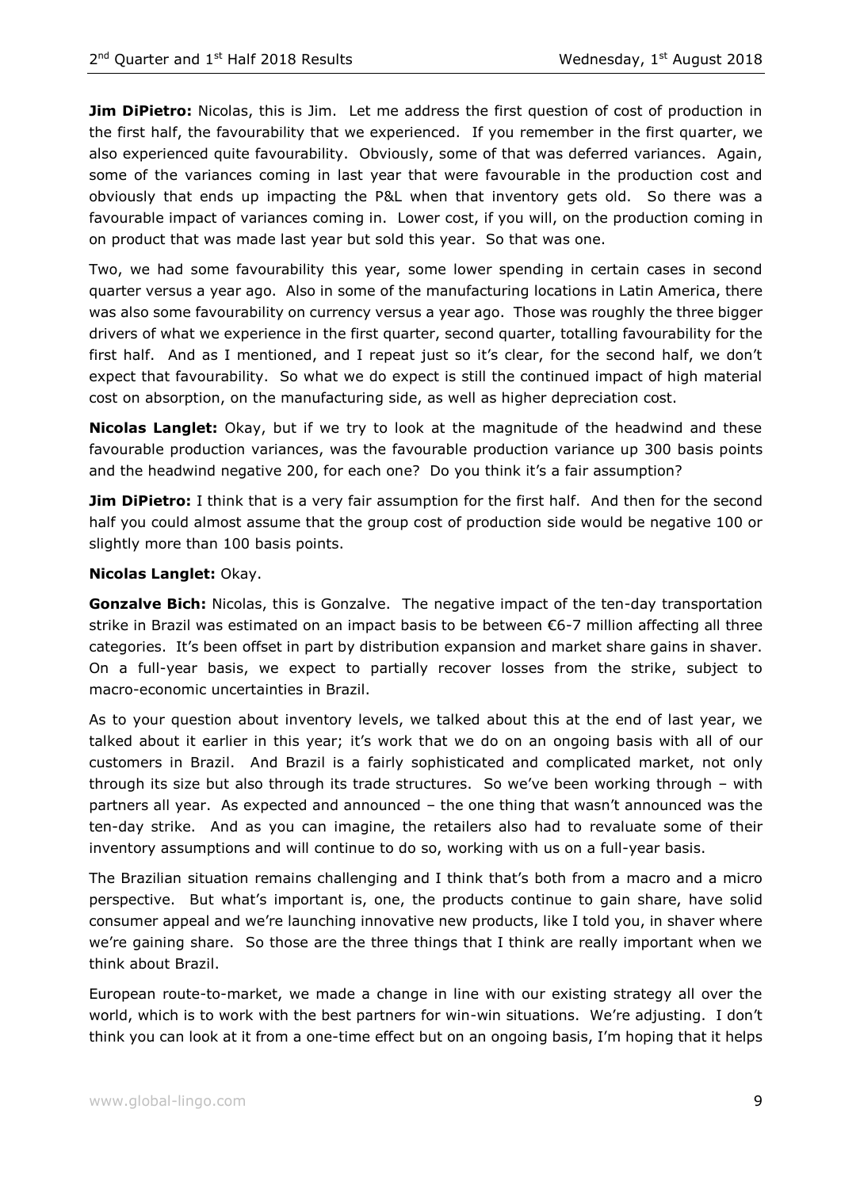**Jim DiPietro:** Nicolas, this is Jim. Let me address the first question of cost of production in the first half, the favourability that we experienced. If you remember in the first quarter, we also experienced quite favourability. Obviously, some of that was deferred variances. Again, some of the variances coming in last year that were favourable in the production cost and obviously that ends up impacting the P&L when that inventory gets old. So there was a favourable impact of variances coming in. Lower cost, if you will, on the production coming in on product that was made last year but sold this year. So that was one.

Two, we had some favourability this year, some lower spending in certain cases in second quarter versus a year ago. Also in some of the manufacturing locations in Latin America, there was also some favourability on currency versus a year ago. Those was roughly the three bigger drivers of what we experience in the first quarter, second quarter, totalling favourability for the first half. And as I mentioned, and I repeat just so it's clear, for the second half, we don't expect that favourability. So what we do expect is still the continued impact of high material cost on absorption, on the manufacturing side, as well as higher depreciation cost.

**Nicolas Langlet:** Okay, but if we try to look at the magnitude of the headwind and these favourable production variances, was the favourable production variance up 300 basis points and the headwind negative 200, for each one? Do you think it's a fair assumption?

**Jim DiPietro:** I think that is a very fair assumption for the first half. And then for the second half you could almost assume that the group cost of production side would be negative 100 or slightly more than 100 basis points.

**Nicolas Langlet:** Okay.

**Gonzalve Bich:** Nicolas, this is Gonzalve. The negative impact of the ten-day transportation strike in Brazil was estimated on an impact basis to be between €6-7 million affecting all three categories. It's been offset in part by distribution expansion and market share gains in shaver. On a full-year basis, we expect to partially recover losses from the strike, subject to macro-economic uncertainties in Brazil.

As to your question about inventory levels, we talked about this at the end of last year, we talked about it earlier in this year; it's work that we do on an ongoing basis with all of our customers in Brazil. And Brazil is a fairly sophisticated and complicated market, not only through its size but also through its trade structures. So we've been working through – with partners all year. As expected and announced – the one thing that wasn't announced was the ten-day strike. And as you can imagine, the retailers also had to revaluate some of their inventory assumptions and will continue to do so, working with us on a full-year basis.

The Brazilian situation remains challenging and I think that's both from a macro and a micro perspective. But what's important is, one, the products continue to gain share, have solid consumer appeal and we're launching innovative new products, like I told you, in shaver where we're gaining share. So those are the three things that I think are really important when we think about Brazil.

European route-to-market, we made a change in line with our existing strategy all over the world, which is to work with the best partners for win-win situations. We're adjusting. I don't think you can look at it from a one-time effect but on an ongoing basis, I'm hoping that it helps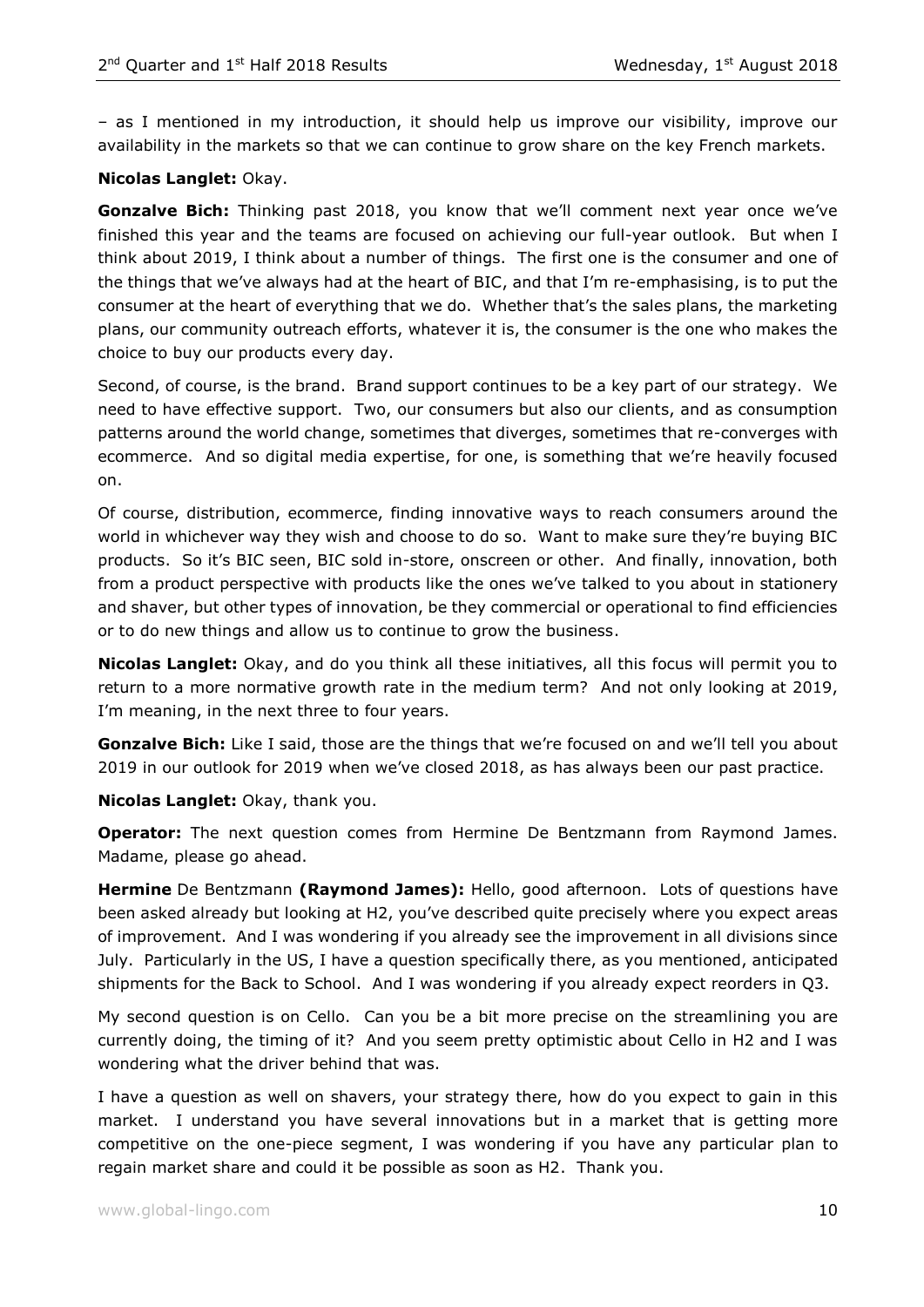– as I mentioned in my introduction, it should help us improve our visibility, improve our availability in the markets so that we can continue to grow share on the key French markets.

**Nicolas Langlet:** Okay.

**Gonzalve Bich:** Thinking past 2018, you know that we'll comment next year once we've finished this year and the teams are focused on achieving our full-year outlook. But when I think about 2019, I think about a number of things. The first one is the consumer and one of the things that we've always had at the heart of BIC, and that I'm re-emphasising, is to put the consumer at the heart of everything that we do. Whether that's the sales plans, the marketing plans, our community outreach efforts, whatever it is, the consumer is the one who makes the choice to buy our products every day.

Second, of course, is the brand. Brand support continues to be a key part of our strategy. We need to have effective support. Two, our consumers but also our clients, and as consumption patterns around the world change, sometimes that diverges, sometimes that re-converges with ecommerce. And so digital media expertise, for one, is something that we're heavily focused on.

Of course, distribution, ecommerce, finding innovative ways to reach consumers around the world in whichever way they wish and choose to do so. Want to make sure they're buying BIC products. So it's BIC seen, BIC sold in-store, onscreen or other. And finally, innovation, both from a product perspective with products like the ones we've talked to you about in stationery and shaver, but other types of innovation, be they commercial or operational to find efficiencies or to do new things and allow us to continue to grow the business.

**Nicolas Langlet:** Okay, and do you think all these initiatives, all this focus will permit you to return to a more normative growth rate in the medium term? And not only looking at 2019, I'm meaning, in the next three to four years.

**Gonzalve Bich:** Like I said, those are the things that we're focused on and we'll tell you about 2019 in our outlook for 2019 when we've closed 2018, as has always been our past practice.

**Nicolas Langlet:** Okay, thank you.

**Operator:** The next question comes from Hermine De Bentzmann from Raymond James. Madame, please go ahead.

**Hermine** De Bentzmann **(Raymond James):** Hello, good afternoon. Lots of questions have been asked already but looking at H2, you've described quite precisely where you expect areas of improvement. And I was wondering if you already see the improvement in all divisions since July. Particularly in the US, I have a question specifically there, as you mentioned, anticipated shipments for the Back to School. And I was wondering if you already expect reorders in Q3.

My second question is on Cello. Can you be a bit more precise on the streamlining you are currently doing, the timing of it? And you seem pretty optimistic about Cello in H2 and I was wondering what the driver behind that was.

I have a question as well on shavers, your strategy there, how do you expect to gain in this market. I understand you have several innovations but in a market that is getting more competitive on the one-piece segment, I was wondering if you have any particular plan to regain market share and could it be possible as soon as H2. Thank you.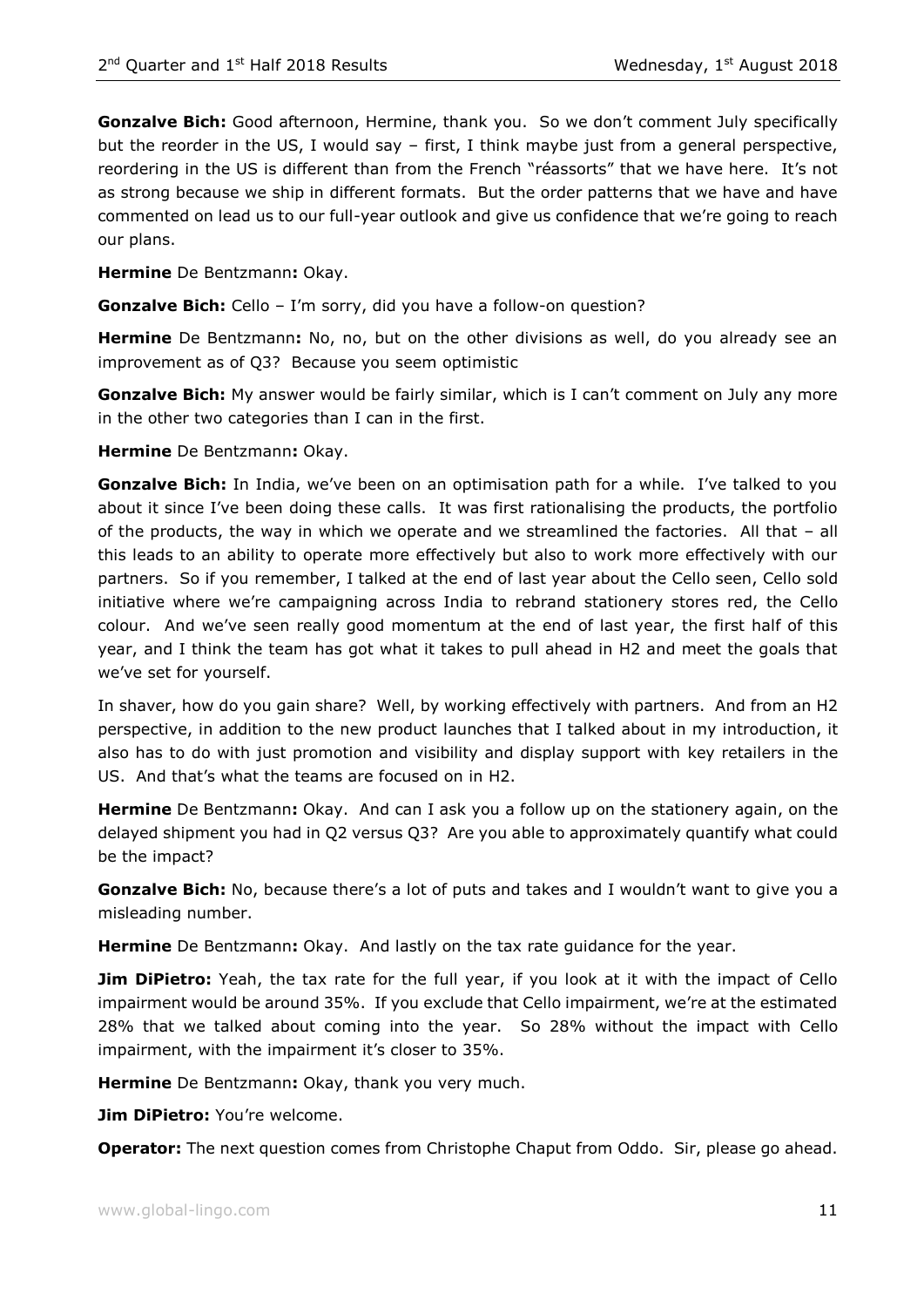**Gonzalve Bich:** Good afternoon, Hermine, thank you. So we don't comment July specifically but the reorder in the US, I would say – first, I think maybe just from a general perspective, reordering in the US is different than from the French "réassorts" that we have here. It's not as strong because we ship in different formats. But the order patterns that we have and have commented on lead us to our full-year outlook and give us confidence that we're going to reach our plans.

**Hermine** De Bentzmann**:** Okay.

**Gonzalve Bich:** Cello – I'm sorry, did you have a follow-on question?

**Hermine** De Bentzmann**:** No, no, but on the other divisions as well, do you already see an improvement as of Q3? Because you seem optimistic

**Gonzalve Bich:** My answer would be fairly similar, which is I can't comment on July any more in the other two categories than I can in the first.

**Hermine** De Bentzmann**:** Okay.

**Gonzalve Bich:** In India, we've been on an optimisation path for a while. I've talked to you about it since I've been doing these calls. It was first rationalising the products, the portfolio of the products, the way in which we operate and we streamlined the factories. All that – all this leads to an ability to operate more effectively but also to work more effectively with our partners. So if you remember, I talked at the end of last year about the Cello seen, Cello sold initiative where we're campaigning across India to rebrand stationery stores red, the Cello colour. And we've seen really good momentum at the end of last year, the first half of this year, and I think the team has got what it takes to pull ahead in H2 and meet the goals that we've set for yourself.

In shaver, how do you gain share? Well, by working effectively with partners. And from an H2 perspective, in addition to the new product launches that I talked about in my introduction, it also has to do with just promotion and visibility and display support with key retailers in the US. And that's what the teams are focused on in H2.

**Hermine** De Bentzmann**:** Okay. And can I ask you a follow up on the stationery again, on the delayed shipment you had in Q2 versus Q3? Are you able to approximately quantify what could be the impact?

**Gonzalve Bich:** No, because there's a lot of puts and takes and I wouldn't want to give you a misleading number.

**Hermine** De Bentzmann**:** Okay. And lastly on the tax rate guidance for the year.

**Jim DiPietro:** Yeah, the tax rate for the full year, if you look at it with the impact of Cello impairment would be around 35%. If you exclude that Cello impairment, we're at the estimated 28% that we talked about coming into the year. So 28% without the impact with Cello impairment, with the impairment it's closer to 35%.

**Hermine** De Bentzmann**:** Okay, thank you very much.

**Jim DiPietro:** You're welcome.

**Operator:** The next question comes from Christophe Chaput from Oddo. Sir, please go ahead.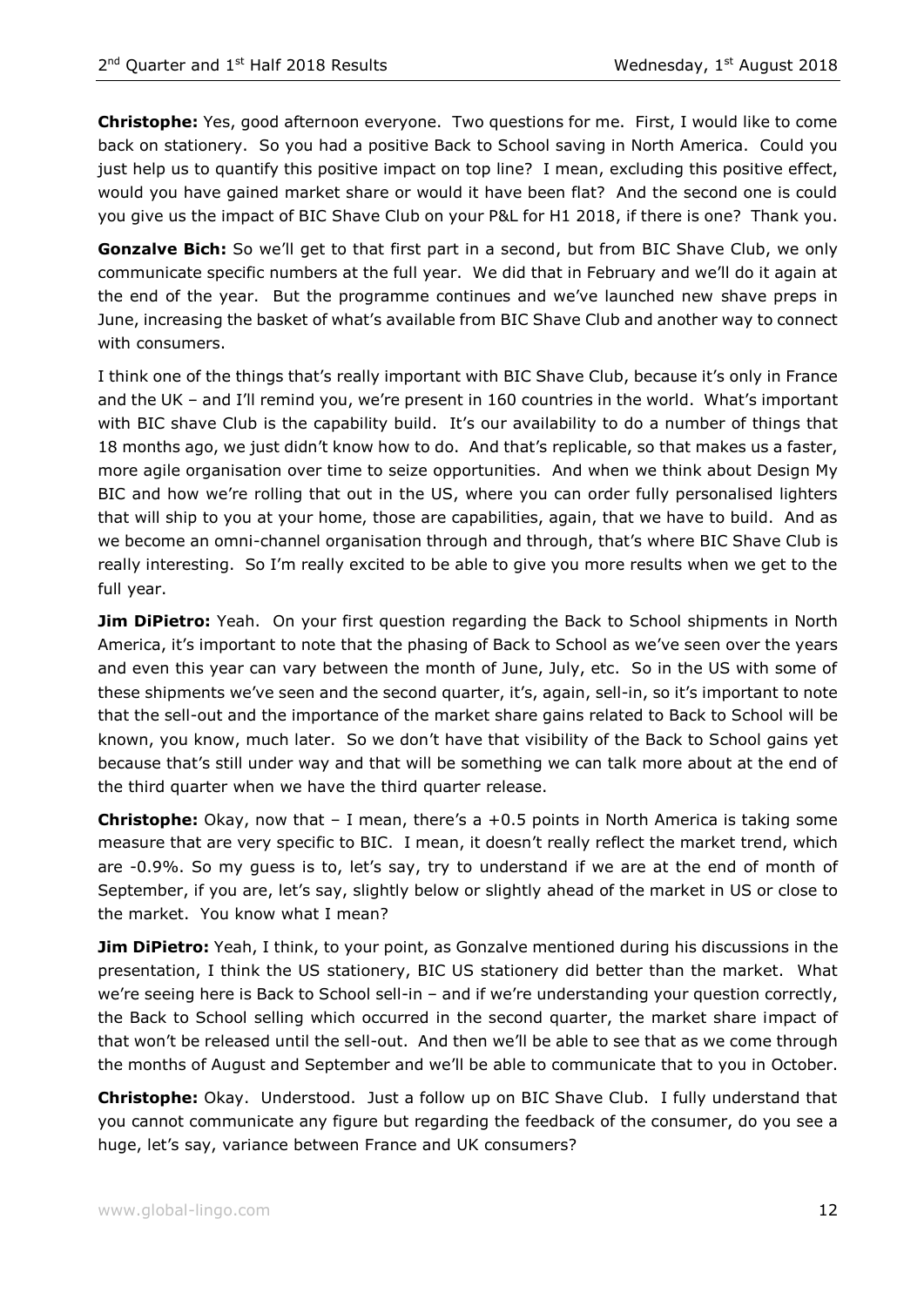**Christophe:** Yes, good afternoon everyone. Two questions for me. First, I would like to come back on stationery. So you had a positive Back to School saving in North America. Could you just help us to quantify this positive impact on top line? I mean, excluding this positive effect, would you have gained market share or would it have been flat? And the second one is could you give us the impact of BIC Shave Club on your P&L for H1 2018, if there is one? Thank you.

**Gonzalve Bich:** So we'll get to that first part in a second, but from BIC Shave Club, we only communicate specific numbers at the full year. We did that in February and we'll do it again at the end of the year. But the programme continues and we've launched new shave preps in June, increasing the basket of what's available from BIC Shave Club and another way to connect with consumers.

I think one of the things that's really important with BIC Shave Club, because it's only in France and the UK – and I'll remind you, we're present in 160 countries in the world. What's important with BIC shave Club is the capability build. It's our availability to do a number of things that 18 months ago, we just didn't know how to do. And that's replicable, so that makes us a faster, more agile organisation over time to seize opportunities. And when we think about Design My BIC and how we're rolling that out in the US, where you can order fully personalised lighters that will ship to you at your home, those are capabilities, again, that we have to build. And as we become an omni-channel organisation through and through, that's where BIC Shave Club is really interesting. So I'm really excited to be able to give you more results when we get to the full year.

**Jim DiPietro:** Yeah. On your first question regarding the Back to School shipments in North America, it's important to note that the phasing of Back to School as we've seen over the years and even this year can vary between the month of June, July, etc. So in the US with some of these shipments we've seen and the second quarter, it's, again, sell-in, so it's important to note that the sell-out and the importance of the market share gains related to Back to School will be known, you know, much later. So we don't have that visibility of the Back to School gains yet because that's still under way and that will be something we can talk more about at the end of the third quarter when we have the third quarter release.

**Christophe:** Okay, now that – I mean, there's a +0.5 points in North America is taking some measure that are very specific to BIC. I mean, it doesn't really reflect the market trend, which are -0.9%. So my guess is to, let's say, try to understand if we are at the end of month of September, if you are, let's say, slightly below or slightly ahead of the market in US or close to the market. You know what I mean?

**Jim DiPietro:** Yeah, I think, to your point, as Gonzalve mentioned during his discussions in the presentation, I think the US stationery, BIC US stationery did better than the market. What we're seeing here is Back to School sell-in – and if we're understanding your question correctly, the Back to School selling which occurred in the second quarter, the market share impact of that won't be released until the sell-out. And then we'll be able to see that as we come through the months of August and September and we'll be able to communicate that to you in October.

**Christophe:** Okay. Understood. Just a follow up on BIC Shave Club. I fully understand that you cannot communicate any figure but regarding the feedback of the consumer, do you see a huge, let's say, variance between France and UK consumers?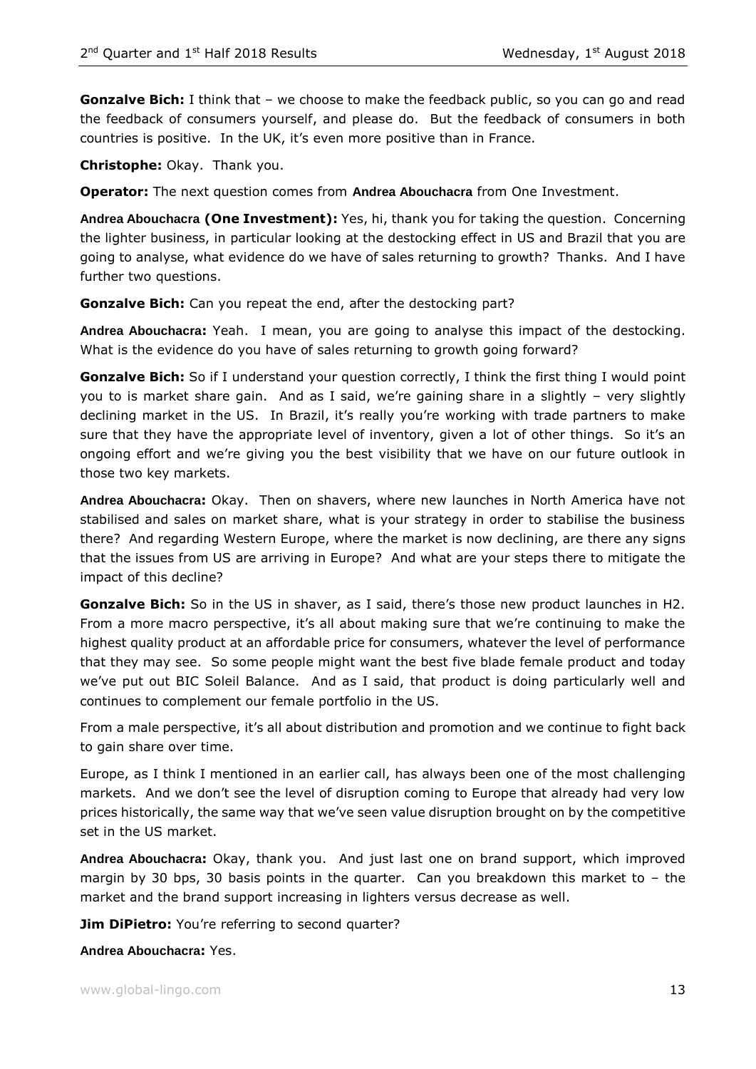**Gonzalve Bich:** I think that – we choose to make the feedback public, so you can go and read the feedback of consumers yourself, and please do. But the feedback of consumers in both countries is positive. In the UK, it's even more positive than in France.

**Christophe:** Okay. Thank you.

**Operator:** The next question comes from **Andrea Abouchacra** from One Investment.

**Andrea Abouchacra (One Investment):** Yes, hi, thank you for taking the question. Concerning the lighter business, in particular looking at the destocking effect in US and Brazil that you are going to analyse, what evidence do we have of sales returning to growth? Thanks. And I have further two questions.

**Gonzalve Bich:** Can you repeat the end, after the destocking part?

**Andrea Abouchacra:** Yeah. I mean, you are going to analyse this impact of the destocking. What is the evidence do you have of sales returning to growth going forward?

**Gonzalve Bich:** So if I understand your question correctly, I think the first thing I would point you to is market share gain. And as I said, we're gaining share in a slightly – very slightly declining market in the US. In Brazil, it's really you're working with trade partners to make sure that they have the appropriate level of inventory, given a lot of other things. So it's an ongoing effort and we're giving you the best visibility that we have on our future outlook in those two key markets.

**Andrea Abouchacra:** Okay. Then on shavers, where new launches in North America have not stabilised and sales on market share, what is your strategy in order to stabilise the business there? And regarding Western Europe, where the market is now declining, are there any signs that the issues from US are arriving in Europe? And what are your steps there to mitigate the impact of this decline?

**Gonzalve Bich:** So in the US in shaver, as I said, there's those new product launches in H2. From a more macro perspective, it's all about making sure that we're continuing to make the highest quality product at an affordable price for consumers, whatever the level of performance that they may see. So some people might want the best five blade female product and today we've put out BIC Soleil Balance. And as I said, that product is doing particularly well and continues to complement our female portfolio in the US.

From a male perspective, it's all about distribution and promotion and we continue to fight back to gain share over time.

Europe, as I think I mentioned in an earlier call, has always been one of the most challenging markets. And we don't see the level of disruption coming to Europe that already had very low prices historically, the same way that we've seen value disruption brought on by the competitive set in the US market.

**Andrea Abouchacra:** Okay, thank you. And just last one on brand support, which improved margin by 30 bps, 30 basis points in the quarter. Can you breakdown this market to – the market and the brand support increasing in lighters versus decrease as well.

**Jim DiPietro:** You're referring to second quarter?

**Andrea Abouchacra:** Yes.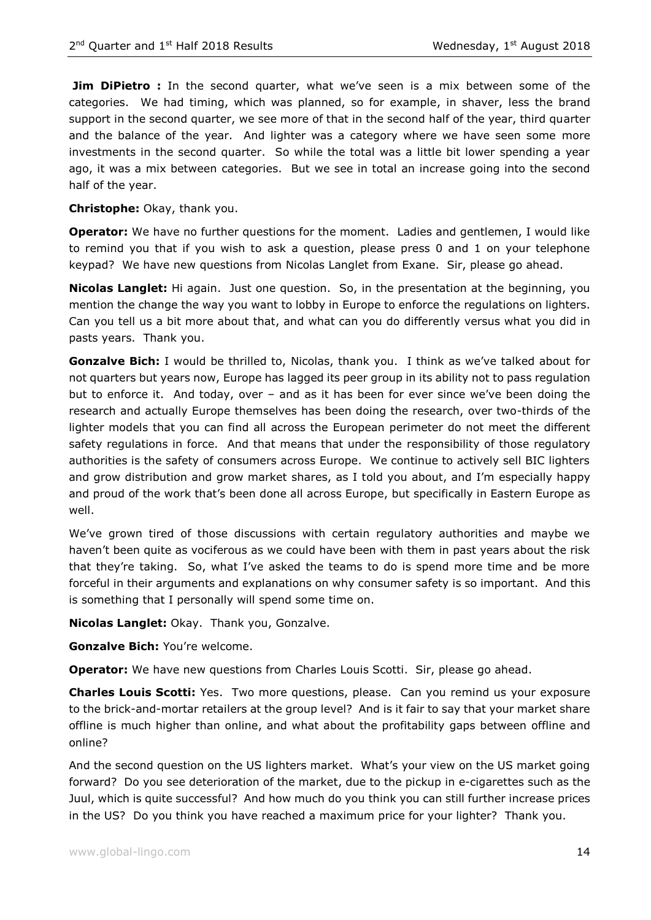**Jim DiPietro :** In the second quarter, what we've seen is a mix between some of the categories. We had timing, which was planned, so for example, in shaver, less the brand support in the second quarter, we see more of that in the second half of the year, third quarter and the balance of the year. And lighter was a category where we have seen some more investments in the second quarter. So while the total was a little bit lower spending a year ago, it was a mix between categories. But we see in total an increase going into the second half of the year.

**Christophe:** Okay, thank you.

**Operator:** We have no further questions for the moment. Ladies and gentlemen, I would like to remind you that if you wish to ask a question, please press 0 and 1 on your telephone keypad? We have new questions from Nicolas Langlet from Exane. Sir, please go ahead.

**Nicolas Langlet:** Hi again. Just one question. So, in the presentation at the beginning, you mention the change the way you want to lobby in Europe to enforce the regulations on lighters. Can you tell us a bit more about that, and what can you do differently versus what you did in pasts years. Thank you.

**Gonzalve Bich:** I would be thrilled to, Nicolas, thank you. I think as we've talked about for not quarters but years now, Europe has lagged its peer group in its ability not to pass regulation but to enforce it. And today, over – and as it has been for ever since we've been doing the research and actually Europe themselves has been doing the research, over two-thirds of the lighter models that you can find all across the European perimeter do not meet the different safety regulations in force. And that means that under the responsibility of those regulatory authorities is the safety of consumers across Europe. We continue to actively sell BIC lighters and grow distribution and grow market shares, as I told you about, and I'm especially happy and proud of the work that's been done all across Europe, but specifically in Eastern Europe as well.

We've grown tired of those discussions with certain regulatory authorities and maybe we haven't been quite as vociferous as we could have been with them in past years about the risk that they're taking. So, what I've asked the teams to do is spend more time and be more forceful in their arguments and explanations on why consumer safety is so important. And this is something that I personally will spend some time on.

**Nicolas Langlet:** Okay. Thank you, Gonzalve.

**Gonzalve Bich:** You're welcome.

**Operator:** We have new questions from Charles Louis Scotti. Sir, please go ahead.

**Charles Louis Scotti:** Yes. Two more questions, please. Can you remind us your exposure to the brick-and-mortar retailers at the group level? And is it fair to say that your market share offline is much higher than online, and what about the profitability gaps between offline and online?

And the second question on the US lighters market. What's your view on the US market going forward? Do you see deterioration of the market, due to the pickup in e-cigarettes such as the Juul, which is quite successful? And how much do you think you can still further increase prices in the US? Do you think you have reached a maximum price for your lighter? Thank you.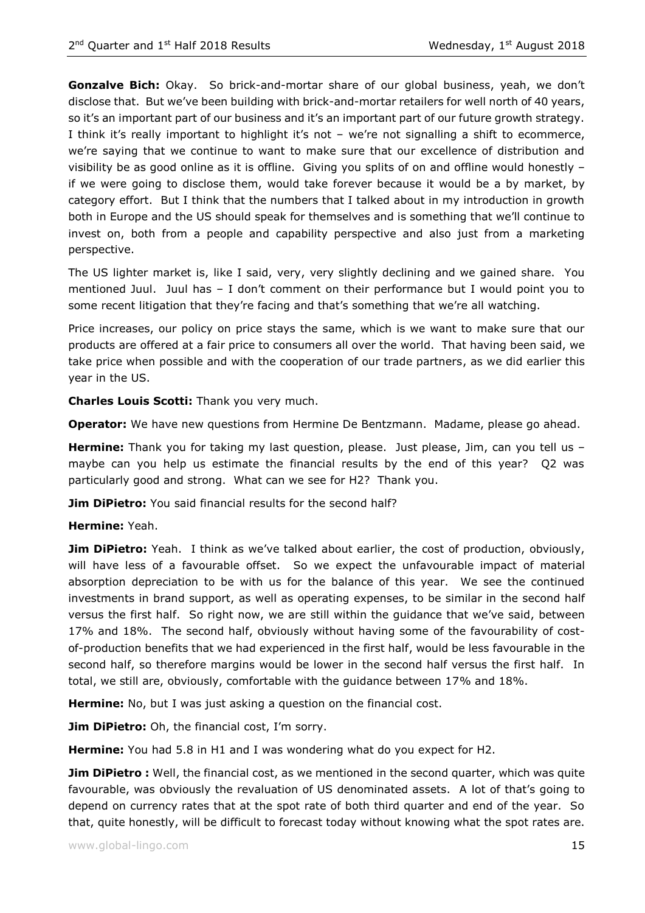**Gonzalve Bich:** Okay. So brick-and-mortar share of our global business, yeah, we don't disclose that. But we've been building with brick-and-mortar retailers for well north of 40 years, so it's an important part of our business and it's an important part of our future growth strategy. I think it's really important to highlight it's not – we're not signalling a shift to ecommerce, we're saying that we continue to want to make sure that our excellence of distribution and visibility be as good online as it is offline. Giving you splits of on and offline would honestly – if we were going to disclose them, would take forever because it would be a by market, by category effort. But I think that the numbers that I talked about in my introduction in growth both in Europe and the US should speak for themselves and is something that we'll continue to invest on, both from a people and capability perspective and also just from a marketing perspective.

The US lighter market is, like I said, very, very slightly declining and we gained share. You mentioned Juul. Juul has – I don't comment on their performance but I would point you to some recent litigation that they're facing and that's something that we're all watching.

Price increases, our policy on price stays the same, which is we want to make sure that our products are offered at a fair price to consumers all over the world. That having been said, we take price when possible and with the cooperation of our trade partners, as we did earlier this year in the US.

**Charles Louis Scotti:** Thank you very much.

**Operator:** We have new questions from Hermine De Bentzmann. Madame, please go ahead.

**Hermine:** Thank you for taking my last question, please. Just please, Jim, can you tell us – maybe can you help us estimate the financial results by the end of this year? Q2 was particularly good and strong. What can we see for H2? Thank you.

**Jim DiPietro:** You said financial results for the second half?

**Hermine:** Yeah.

**Jim DiPietro:** Yeah. I think as we've talked about earlier, the cost of production, obviously, will have less of a favourable offset. So we expect the unfavourable impact of material absorption depreciation to be with us for the balance of this year. We see the continued investments in brand support, as well as operating expenses, to be similar in the second half versus the first half. So right now, we are still within the guidance that we've said, between 17% and 18%. The second half, obviously without having some of the favourability of cost-of-production benefits that we had experienced in the first half, would be less favourable in the second half, so therefore margins would be lower in the second half versus the first half. In total, we still are, obviously, comfortable with the guidance between 17% and 18%.

**Hermine:** No, but I was just asking a question on the financial cost.

**Jim DiPietro:** Oh, the financial cost, I'm sorry.

**Hermine:** You had 5.8 in H1 and I was wondering what do you expect for H2.

**Jim DiPietro :** Well, the financial cost, as we mentioned in the second quarter, which was quite favourable, was obviously the revaluation of US denominated assets. A lot of that's going to depend on currency rates that at the spot rate of both third quarter and end of the year. So that, quite honestly, will be difficult to forecast today without knowing what the spot rates are.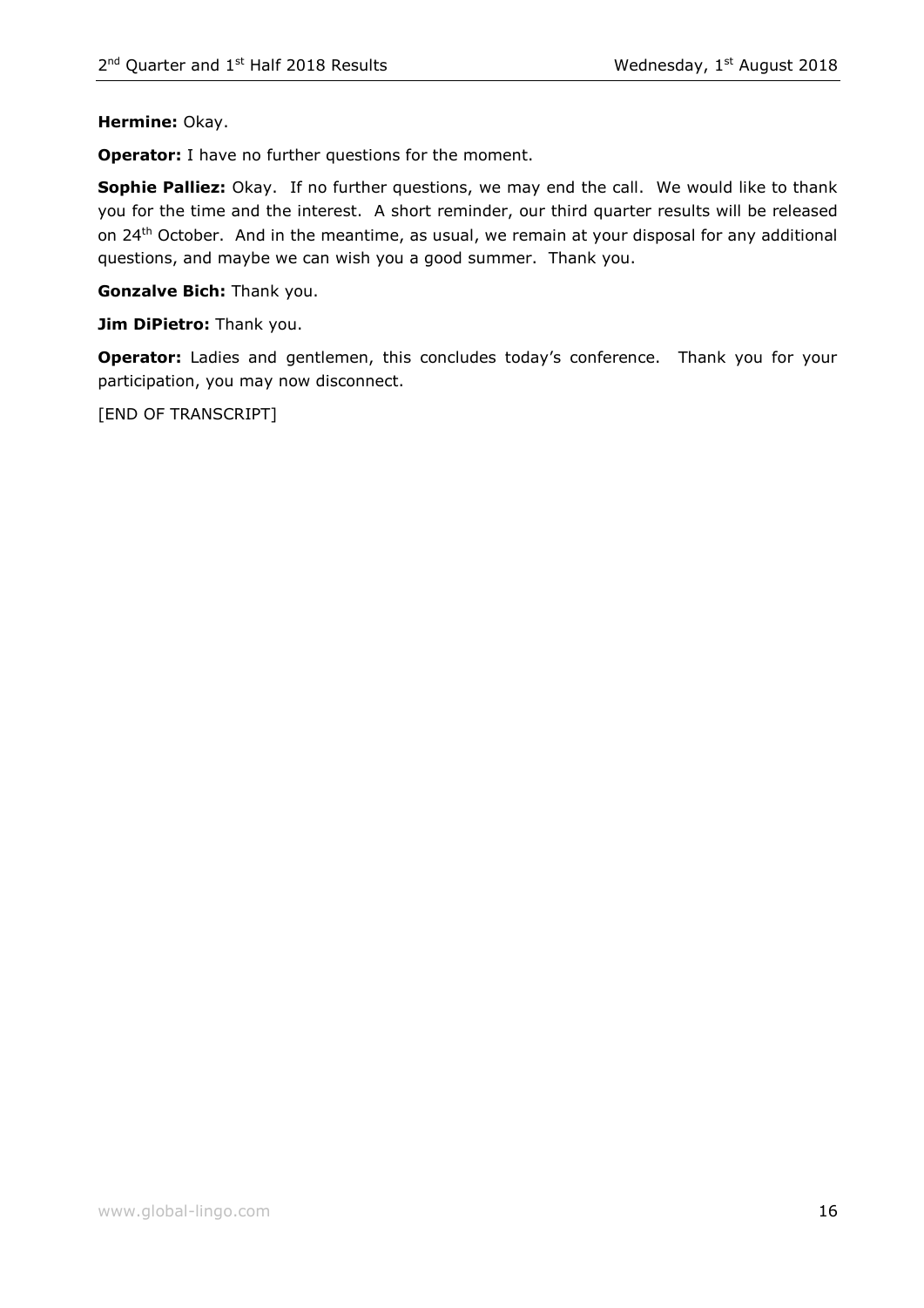**Hermine:** Okay.

**Operator:** I have no further questions for the moment.

**Sophie Palliez:** Okay. If no further questions, we may end the call. We would like to thank you for the time and the interest. A short reminder, our third quarter results will be released on 24th October. And in the meantime, as usual, we remain at your disposal for any additional questions, and maybe we can wish you a good summer. Thank you.

**Gonzalve Bich:** Thank you.

**Jim DiPietro:** Thank you.

**Operator:** Ladies and gentlemen, this concludes today's conference. Thank you for your participation, you may now disconnect.

[END OF TRANSCRIPT]